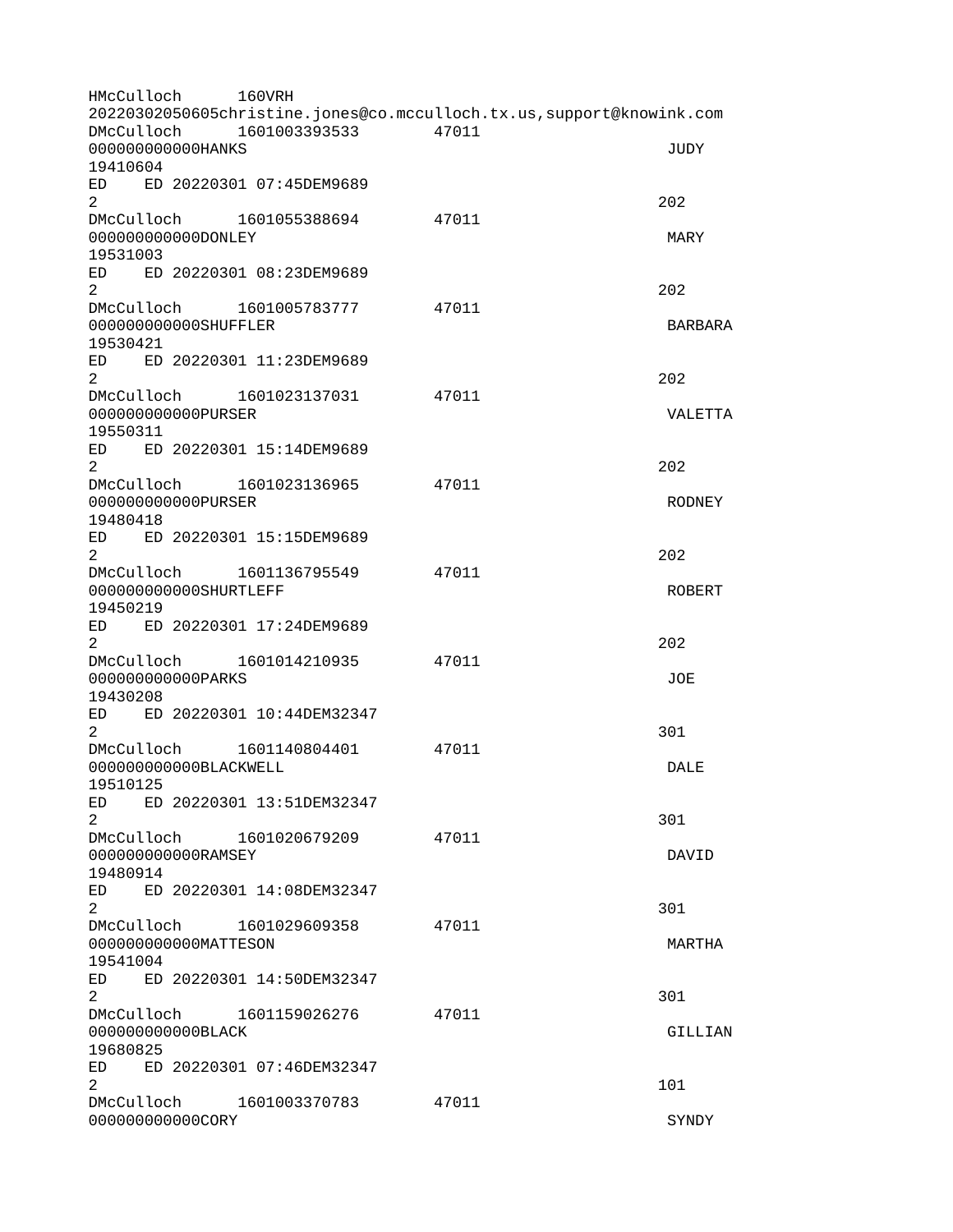```
HMcCulloch      160VRH
20220302050605christine.jones@co.mcculloch.tx.us,support@knowink.com
DMcCulloch      1601003393533       47011
000000000000HANKS                                                   JUDY
19410604
ED    ED 20220301 07:45DEM9689
2                                                                  202
DMcCulloch      1601055388694       47011
000000000000DONLEY                                                  MARY
19531003
ED    ED 20220301 08:23DEM9689
2                                                                  202
DMcCulloch      1601005783777       47011
000000000000SHUFFLER                                                BARBARA
19530421
ED    ED 20220301 11:23DEM9689
2                                                                  202
DMcCulloch      1601023137031       47011
000000000000PURSER                                                  VALETTA
19550311
ED    ED 20220301 15:14DEM9689
2                                                                  202
DMcCulloch      1601023136965       47011
000000000000PURSER                                                  RODNEY
19480418
ED    ED 20220301 15:15DEM9689
2                                                                  202
DMcCulloch      1601136795549       47011
000000000000SHURTLEFF                                               ROBERT
19450219
ED    ED 20220301 17:24DEM9689
2                                                                  202
DMcCulloch      1601014210935       47011
000000000000PARKS                                                   JOE
19430208
ED    ED 20220301 10:44DEM32347
2                                                                  301
DMcCulloch      1601140804401       47011
000000000000BLACKWELL                                               DALE
19510125
ED    ED 20220301 13:51DEM32347
2                                                                  301
DMcCulloch      1601020679209       47011
000000000000RAMSEY                                                  DAVID
19480914
ED    ED 20220301 14:08DEM32347
2                                                                  301
DMcCulloch      1601029609358       47011
000000000000MATTESON                                                MARTHA
19541004
ED    ED 20220301 14:50DEM32347
2                                                                  301
DMcCulloch      1601159026276       47011
000000000000BLACK                                                   GILLIAN
19680825
ED    ED 20220301 07:46DEM32347
2                                                                  101
DMcCulloch      1601003370783       47011
000000000000CORY                                                    SYNDY
```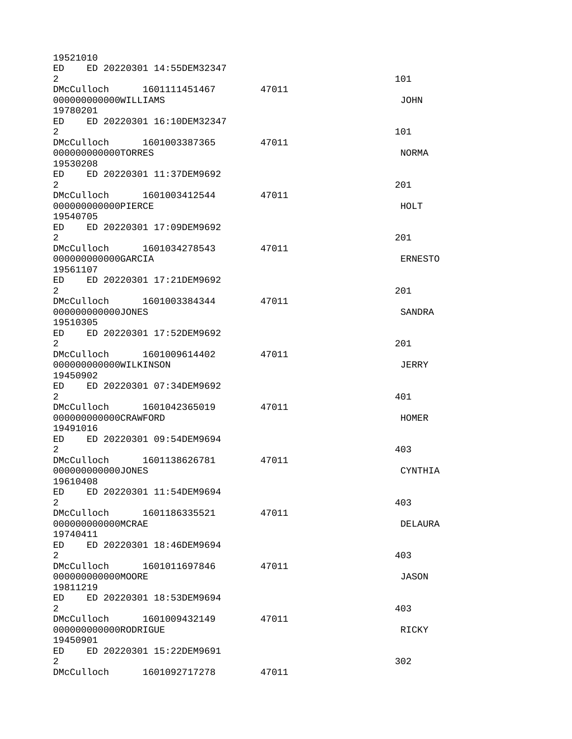19521010
ED ED 20220301 14:55DEM32347
2 101
DMcCulloch 1601111451467 47011
000000000000WILLIAMS JOHN
19780201
ED ED 20220301 16:10DEM32347
2 101
DMcCulloch 1601003387365 47011
000000000000TORRES NORMA
19530208
ED ED 20220301 11:37DEM9692
2 201
DMcCulloch 1601003412544 47011
000000000000PIERCE HOLT
19540705
ED ED 20220301 17:09DEM9692
2 201
DMcCulloch 1601034278543 47011
000000000000GARCIA ERNESTO
19561107
ED ED 20220301 17:21DEM9692
2 201
DMcCulloch 1601003384344 47011
000000000000JONES SANDRA
19510305
ED ED 20220301 17:52DEM9692
2 201
DMcCulloch 1601009614402 47011
000000000000WILKINSON JERRY
19450902
ED ED 20220301 07:34DEM9692
2 401
DMcCulloch 1601042365019 47011
000000000000CRAWFORD HOMER
19491016
ED ED 20220301 09:54DEM9694
2 403
DMcCulloch 1601138626781 47011
000000000000JONES CYNTHIA
19610408
ED ED 20220301 11:54DEM9694
2 403
DMcCulloch 1601186335521 47011
000000000000MCRAE DELAURA
19740411
ED ED 20220301 18:46DEM9694
2 403
DMcCulloch 1601011697846 47011
000000000000MOORE JASON
19811219
ED ED 20220301 18:53DEM9694
2 403
DMcCulloch 1601009432149 47011
000000000000RODRIGUE RICKY
19450901
ED ED 20220301 15:22DEM9691
2 302
DMcCulloch 1601092717278 47011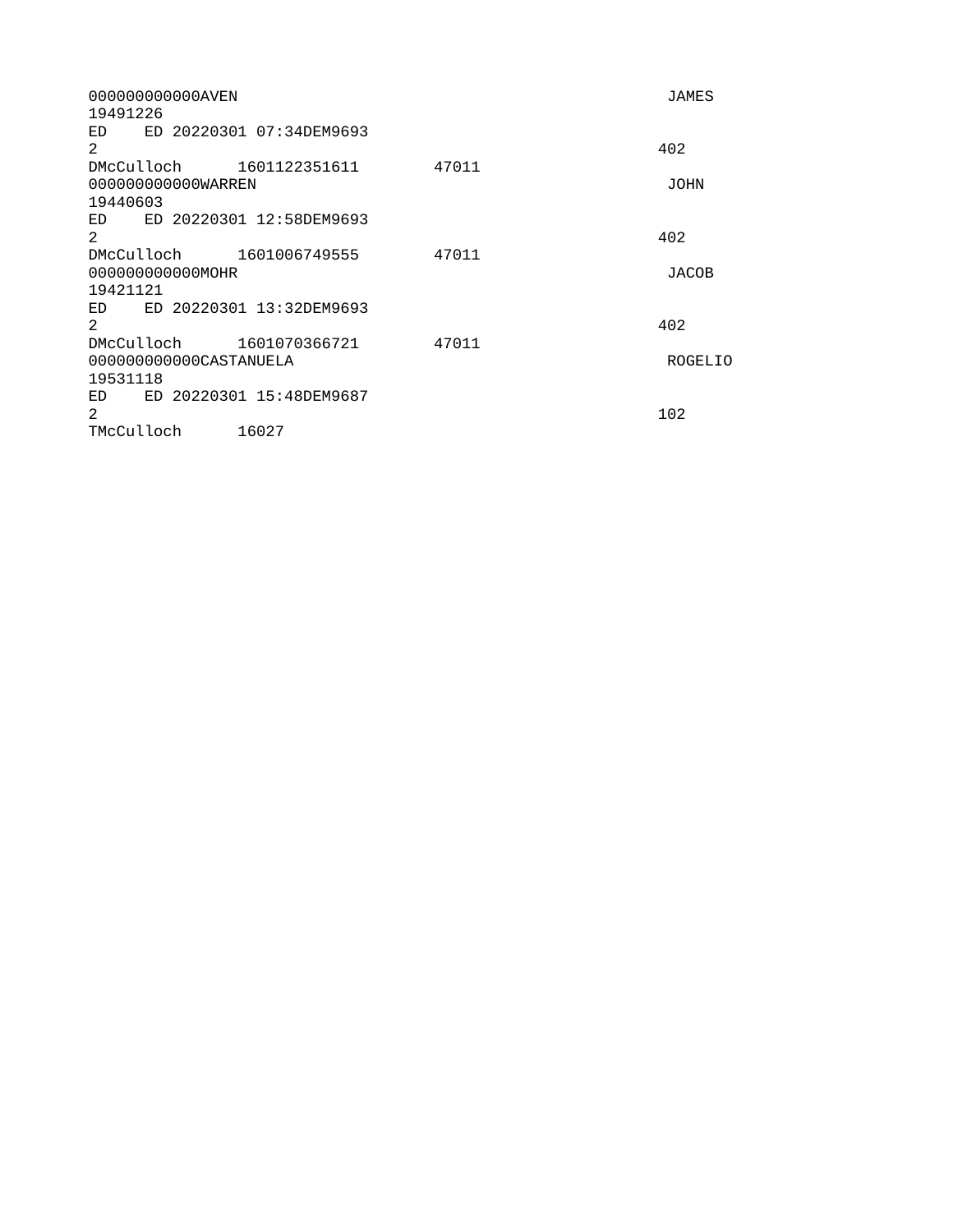```
000000000000AVEN                                                     JAMES
19491226
ED    ED 20220301 07:34DEM9693
2                                                                    402
DMcCulloch      1601122351611       47011
000000000000WARREN                                                   JOHN
19440603
ED    ED 20220301 12:58DEM9693
2                                                                    402
DMcCulloch      1601006749555       47011
000000000000MOHR                                                     JACOB
19421121
ED    ED 20220301 13:32DEM9693
2                                                                    402
DMcCulloch      1601070366721       47011
000000000000CASTANUELA                                               ROGELIO
19531118
ED    ED 20220301 15:48DEM9687
2                                                                    102
TMcCulloch      16027
```